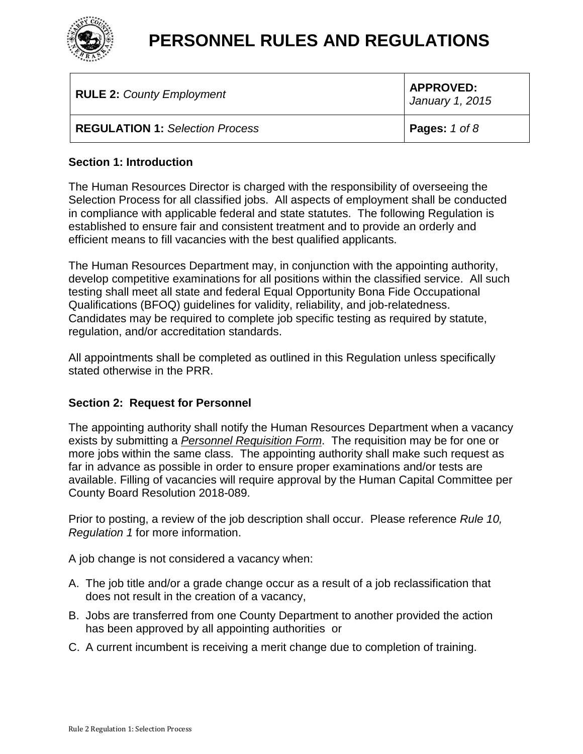# PERSONNEL RULES AND REGULATIONS

| **RULE 2:** *County Employment* | **APPROVED:** *January 1, 2015* |
|---|---|
| **REGULATION 1:** *Selection Process* | **Pages:** *1 of 8* |

**Section 1: Introduction**

The Human Resources Director is charged with the responsibility of overseeing the Selection Process for all classified jobs. All aspects of employment shall be conducted in compliance with applicable federal and state statutes. The following Regulation is established to ensure fair and consistent treatment and to provide an orderly and efficient means to fill vacancies with the best qualified applicants.

The Human Resources Department may, in conjunction with the appointing authority, develop competitive examinations for all positions within the classified service. All such testing shall meet all state and federal Equal Opportunity Bona Fide Occupational Qualifications (BFOQ) guidelines for validity, reliability, and job-relatedness. Candidates may be required to complete job specific testing as required by statute, regulation, and/or accreditation standards.

All appointments shall be completed as outlined in this Regulation unless specifically stated otherwise in the PRR.

**Section 2: Request for Personnel**

The appointing authority shall notify the Human Resources Department when a vacancy exists by submitting a ***Personnel Requisition Form***. The requisition may be for one or more jobs within the same class. The appointing authority shall make such request as far in advance as possible in order to ensure proper examinations and/or tests are available. Filling of vacancies will require approval by the Human Capital Committee per County Board Resolution 2018-089.

Prior to posting, a review of the job description shall occur. Please reference *Rule 10, Regulation 1* for more information.

A job change is not considered a vacancy when:

A. The job title and/or a grade change occur as a result of a job reclassification that does not result in the creation of a vacancy,

B. Jobs are transferred from one County Department to another provided the action has been approved by all appointing authorities or

C. A current incumbent is receiving a merit change due to completion of training.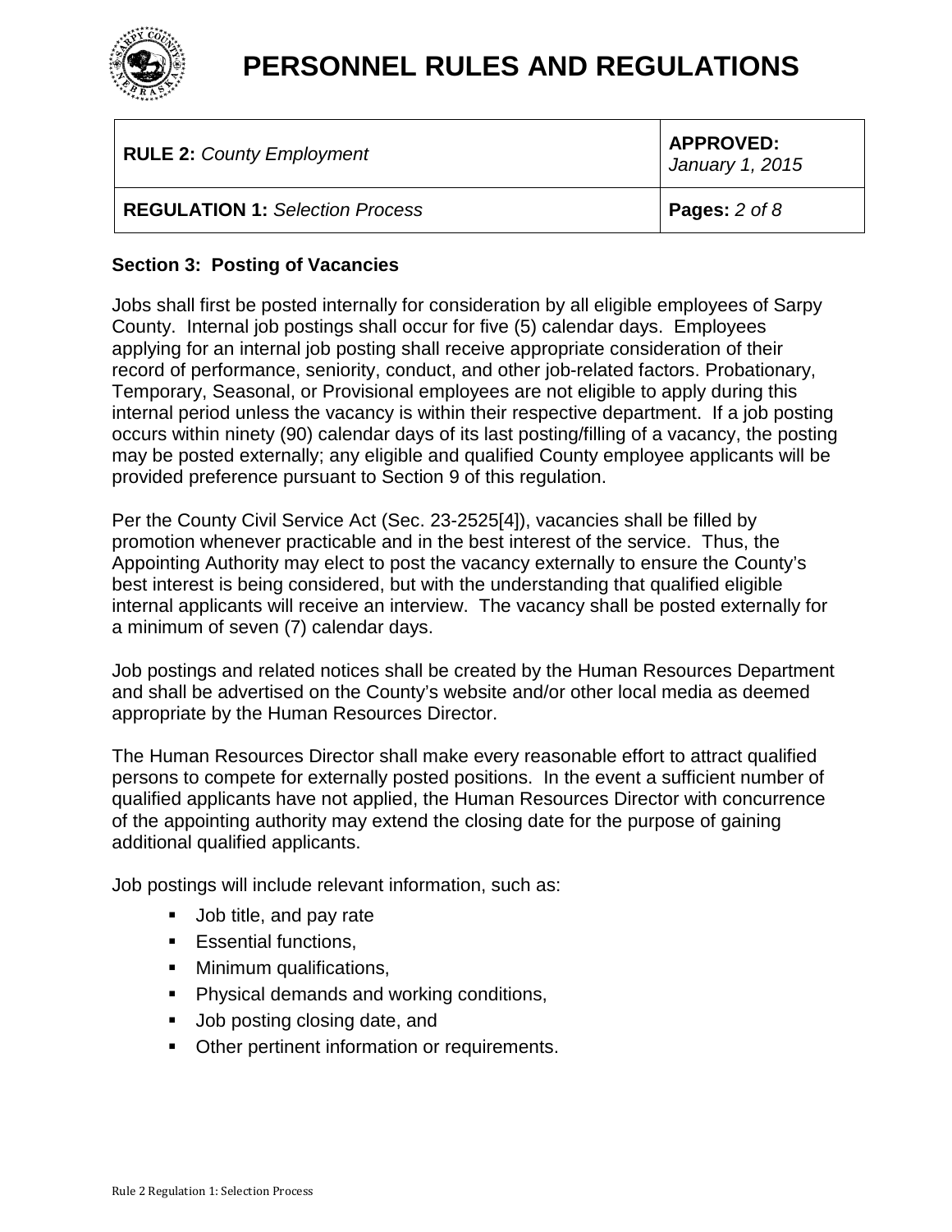## Section 3: Posting of Vacancies

Jobs shall first be posted internally for consideration by all eligible employees of Sarpy County. Internal job postings shall occur for five (5) calendar days. Employees applying for an internal job posting shall receive appropriate consideration of their record of performance, seniority, conduct, and other job-related factors. Probationary, Temporary, Seasonal, or Provisional employees are not eligible to apply during this internal period unless the vacancy is within their respective department. If a job posting occurs within ninety (90) calendar days of its last posting/filling of a vacancy, the posting may be posted externally; any eligible and qualified County employee applicants will be provided preference pursuant to Section 9 of this regulation.

Per the County Civil Service Act (Sec. 23-2525[4]), vacancies shall be filled by promotion whenever practicable and in the best interest of the service. Thus, the Appointing Authority may elect to post the vacancy externally to ensure the County's best interest is being considered, but with the understanding that qualified eligible internal applicants will receive an interview. The vacancy shall be posted externally for a minimum of seven (7) calendar days.

Job postings and related notices shall be created by the Human Resources Department and shall be advertised on the County's website and/or other local media as deemed appropriate by the Human Resources Director.

The Human Resources Director shall make every reasonable effort to attract qualified persons to compete for externally posted positions. In the event a sufficient number of qualified applicants have not applied, the Human Resources Director with concurrence of the appointing authority may extend the closing date for the purpose of gaining additional qualified applicants.

Job postings will include relevant information, such as:

- Job title, and pay rate
- Essential functions,
- Minimum qualifications,
- Physical demands and working conditions,
- Job posting closing date, and
- Other pertinent information or requirements.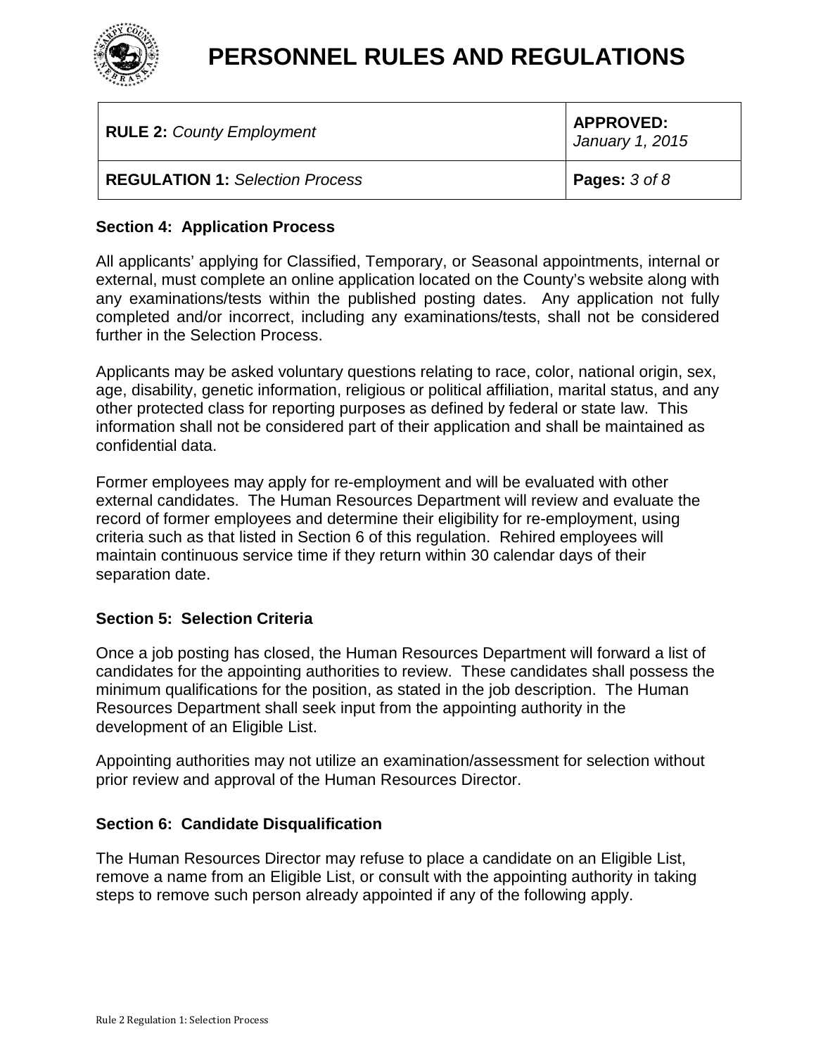## Section 4: Application Process

All applicants' applying for Classified, Temporary, or Seasonal appointments, internal or external, must complete an online application located on the County's website along with any examinations/tests within the published posting dates. Any application not fully completed and/or incorrect, including any examinations/tests, shall not be considered further in the Selection Process.

Applicants may be asked voluntary questions relating to race, color, national origin, sex, age, disability, genetic information, religious or political affiliation, marital status, and any other protected class for reporting purposes as defined by federal or state law. This information shall not be considered part of their application and shall be maintained as confidential data.

Former employees may apply for re-employment and will be evaluated with other external candidates. The Human Resources Department will review and evaluate the record of former employees and determine their eligibility for re-employment, using criteria such as that listed in Section 6 of this regulation. Rehired employees will maintain continuous service time if they return within 30 calendar days of their separation date.

## Section 5: Selection Criteria

Once a job posting has closed, the Human Resources Department will forward a list of candidates for the appointing authorities to review. These candidates shall possess the minimum qualifications for the position, as stated in the job description. The Human Resources Department shall seek input from the appointing authority in the development of an Eligible List.

Appointing authorities may not utilize an examination/assessment for selection without prior review and approval of the Human Resources Director.

## Section 6: Candidate Disqualification

The Human Resources Director may refuse to place a candidate on an Eligible List, remove a name from an Eligible List, or consult with the appointing authority in taking steps to remove such person already appointed if any of the following apply.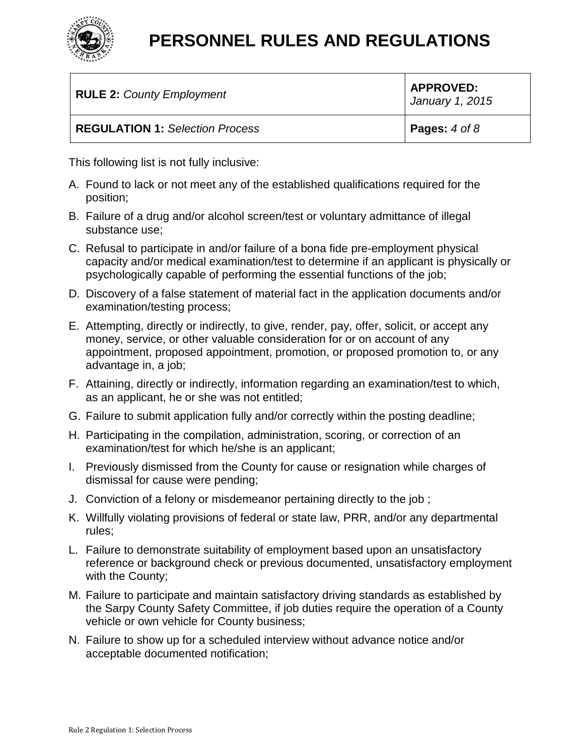This following list is not fully inclusive:

A. Found to lack or not meet any of the established qualifications required for the position;

B. Failure of a drug and/or alcohol screen/test or voluntary admittance of illegal substance use;

C. Refusal to participate in and/or failure of a bona fide pre-employment physical capacity and/or medical examination/test to determine if an applicant is physically or psychologically capable of performing the essential functions of the job;

D. Discovery of a false statement of material fact in the application documents and/or examination/testing process;

E. Attempting, directly or indirectly, to give, render, pay, offer, solicit, or accept any money, service, or other valuable consideration for or on account of any appointment, proposed appointment, promotion, or proposed promotion to, or any advantage in, a job;

F. Attaining, directly or indirectly, information regarding an examination/test to which, as an applicant, he or she was not entitled;

G. Failure to submit application fully and/or correctly within the posting deadline;

H. Participating in the compilation, administration, scoring, or correction of an examination/test for which he/she is an applicant;

I. Previously dismissed from the County for cause or resignation while charges of dismissal for cause were pending;

J. Conviction of a felony or misdemeanor pertaining directly to the job ;

K. Willfully violating provisions of federal or state law, PRR, and/or any departmental rules;

L. Failure to demonstrate suitability of employment based upon an unsatisfactory reference or background check or previous documented, unsatisfactory employment with the County;

M. Failure to participate and maintain satisfactory driving standards as established by the Sarpy County Safety Committee, if job duties require the operation of a County vehicle or own vehicle for County business;

N. Failure to show up for a scheduled interview without advance notice and/or acceptable documented notification;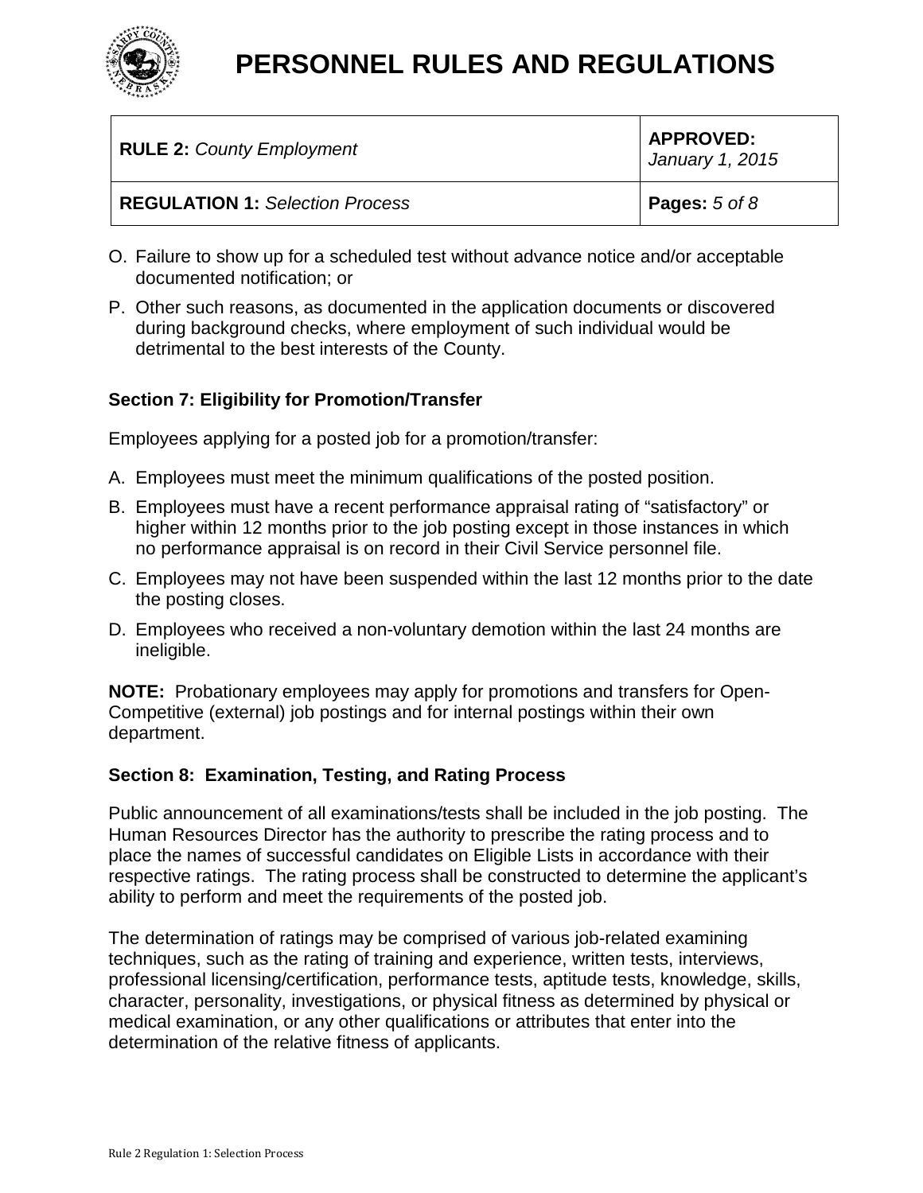O. Failure to show up for a scheduled test without advance notice and/or acceptable documented notification; or

P. Other such reasons, as documented in the application documents or discovered during background checks, where employment of such individual would be detrimental to the best interests of the County.

**Section 7: Eligibility for Promotion/Transfer**

Employees applying for a posted job for a promotion/transfer:

A. Employees must meet the minimum qualifications of the posted position.

B. Employees must have a recent performance appraisal rating of “satisfactory” or higher within 12 months prior to the job posting except in those instances in which no performance appraisal is on record in their Civil Service personnel file.

C. Employees may not have been suspended within the last 12 months prior to the date the posting closes.

D. Employees who received a non-voluntary demotion within the last 24 months are ineligible.

**NOTE:** Probationary employees may apply for promotions and transfers for Open-Competitive (external) job postings and for internal postings within their own department.

**Section 8: Examination, Testing, and Rating Process**

Public announcement of all examinations/tests shall be included in the job posting. The Human Resources Director has the authority to prescribe the rating process and to place the names of successful candidates on Eligible Lists in accordance with their respective ratings. The rating process shall be constructed to determine the applicant’s ability to perform and meet the requirements of the posted job.

The determination of ratings may be comprised of various job-related examining techniques, such as the rating of training and experience, written tests, interviews, professional licensing/certification, performance tests, aptitude tests, knowledge, skills, character, personality, investigations, or physical fitness as determined by physical or medical examination, or any other qualifications or attributes that enter into the determination of the relative fitness of applicants.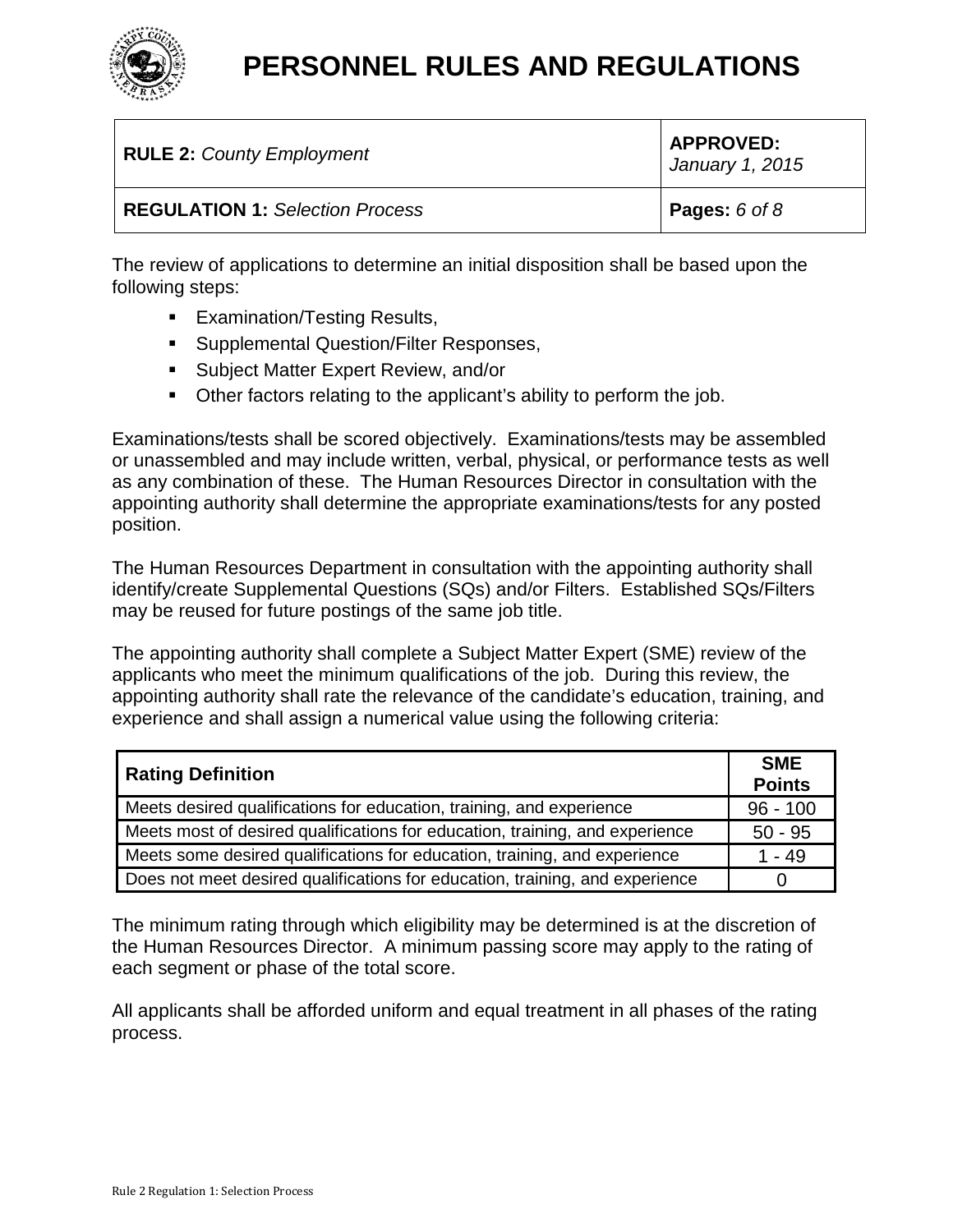The review of applications to determine an initial disposition shall be based upon the following steps:

- Examination/Testing Results,
- Supplemental Question/Filter Responses,
- Subject Matter Expert Review, and/or
- Other factors relating to the applicant's ability to perform the job.

Examinations/tests shall be scored objectively. Examinations/tests may be assembled or unassembled and may include written, verbal, physical, or performance tests as well as any combination of these. The Human Resources Director in consultation with the appointing authority shall determine the appropriate examinations/tests for any posted position.

The Human Resources Department in consultation with the appointing authority shall identify/create Supplemental Questions (SQs) and/or Filters. Established SQs/Filters may be reused for future postings of the same job title.

The appointing authority shall complete a Subject Matter Expert (SME) review of the applicants who meet the minimum qualifications of the job. During this review, the appointing authority shall rate the relevance of the candidate's education, training, and experience and shall assign a numerical value using the following criteria:

| Rating Definition | SME Points |
|---|---|
| Meets desired qualifications for education, training, and experience | 96 - 100 |
| Meets most of desired qualifications for education, training, and experience | 50 - 95 |
| Meets some desired qualifications for education, training, and experience | 1 - 49 |
| Does not meet desired qualifications for education, training, and experience | 0 |

The minimum rating through which eligibility may be determined is at the discretion of the Human Resources Director. A minimum passing score may apply to the rating of each segment or phase of the total score.

All applicants shall be afforded uniform and equal treatment in all phases of the rating process.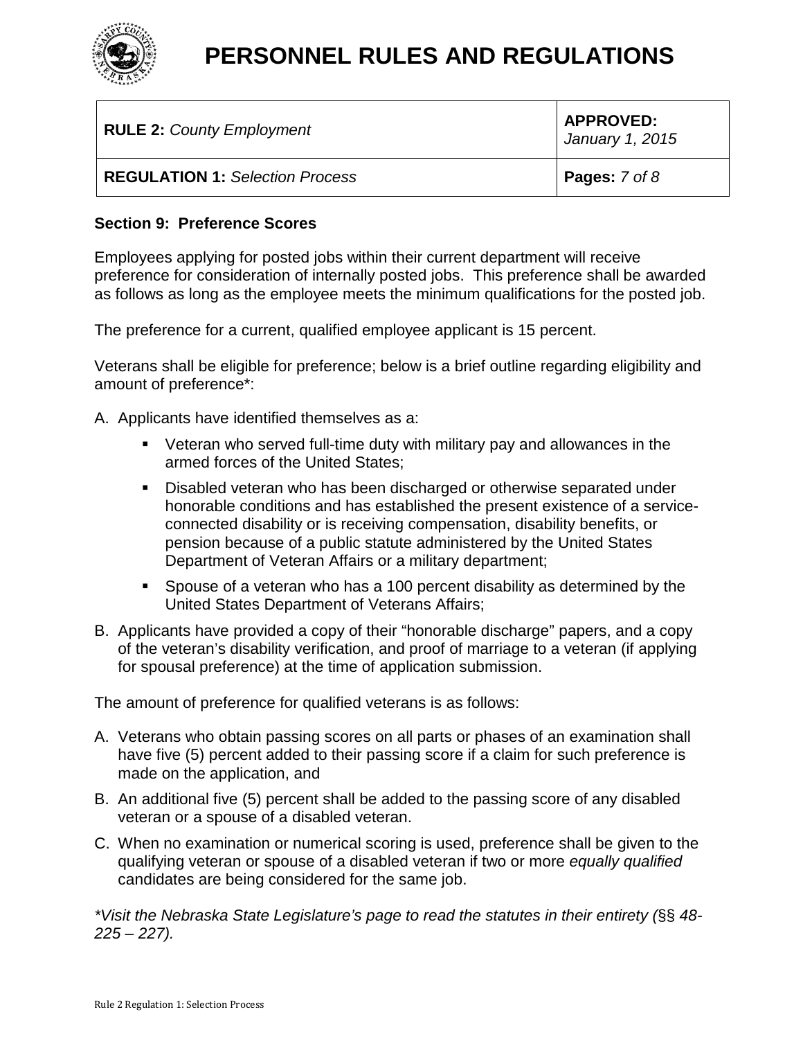# PERSONNEL RULES AND REGULATIONS

| **RULE 2:** *County Employment* | **APPROVED:** *January 1, 2015* |
| --- | --- |
| **REGULATION 1:** *Selection Process* | **Pages:** *7 of 8* |

**Section 9: Preference Scores**

Employees applying for posted jobs within their current department will receive preference for consideration of internally posted jobs. This preference shall be awarded as follows as long as the employee meets the minimum qualifications for the posted job.

The preference for a current, qualified employee applicant is 15 percent.

Veterans shall be eligible for preference; below is a brief outline regarding eligibility and amount of preference*:

A. Applicants have identified themselves as a:
   - Veteran who served full-time duty with military pay and allowances in the armed forces of the United States;
   - Disabled veteran who has been discharged or otherwise separated under honorable conditions and has established the present existence of a service-connected disability or is receiving compensation, disability benefits, or pension because of a public statute administered by the United States Department of Veteran Affairs or a military department;
   - Spouse of a veteran who has a 100 percent disability as determined by the United States Department of Veterans Affairs;

B. Applicants have provided a copy of their "honorable discharge" papers, and a copy of the veteran's disability verification, and proof of marriage to a veteran (if applying for spousal preference) at the time of application submission.

The amount of preference for qualified veterans is as follows:

A. Veterans who obtain passing scores on all parts or phases of an examination shall have five (5) percent added to their passing score if a claim for such preference is made on the application, and

B. An additional five (5) percent shall be added to the passing score of any disabled veteran or a spouse of a disabled veteran.

C. When no examination or numerical scoring is used, preference shall be given to the qualifying veteran or spouse of a disabled veteran if two or more *equally qualified* candidates are being considered for the same job.

**Visit the Nebraska State Legislature's page to read the statutes in their entirety (§§ 48-225 – 227).*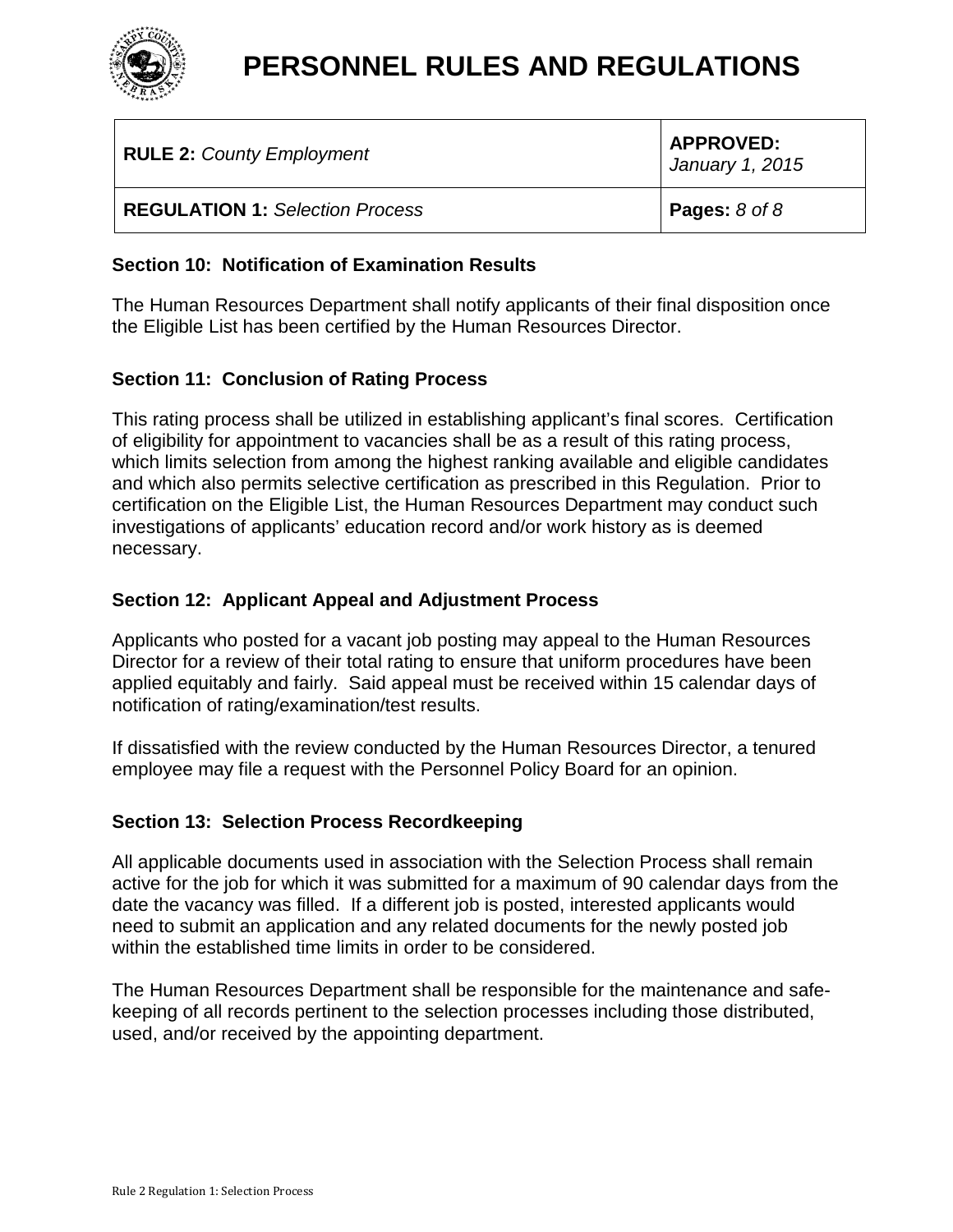# PERSONNEL RULES AND REGULATIONS

| **RULE 2:** *County Employment* | **APPROVED:** *January 1, 2015* |
|---|---|
| **REGULATION 1:** *Selection Process* | **Pages:** *8 of 8* |

### Section 10: Notification of Examination Results

The Human Resources Department shall notify applicants of their final disposition once the Eligible List has been certified by the Human Resources Director.

### Section 11: Conclusion of Rating Process

This rating process shall be utilized in establishing applicant's final scores. Certification of eligibility for appointment to vacancies shall be as a result of this rating process, which limits selection from among the highest ranking available and eligible candidates and which also permits selective certification as prescribed in this Regulation. Prior to certification on the Eligible List, the Human Resources Department may conduct such investigations of applicants' education record and/or work history as is deemed necessary.

### Section 12: Applicant Appeal and Adjustment Process

Applicants who posted for a vacant job posting may appeal to the Human Resources Director for a review of their total rating to ensure that uniform procedures have been applied equitably and fairly. Said appeal must be received within 15 calendar days of notification of rating/examination/test results.

If dissatisfied with the review conducted by the Human Resources Director, a tenured employee may file a request with the Personnel Policy Board for an opinion.

### Section 13: Selection Process Recordkeeping

All applicable documents used in association with the Selection Process shall remain active for the job for which it was submitted for a maximum of 90 calendar days from the date the vacancy was filled. If a different job is posted, interested applicants would need to submit an application and any related documents for the newly posted job within the established time limits in order to be considered.

The Human Resources Department shall be responsible for the maintenance and safe-keeping of all records pertinent to the selection processes including those distributed, used, and/or received by the appointing department.